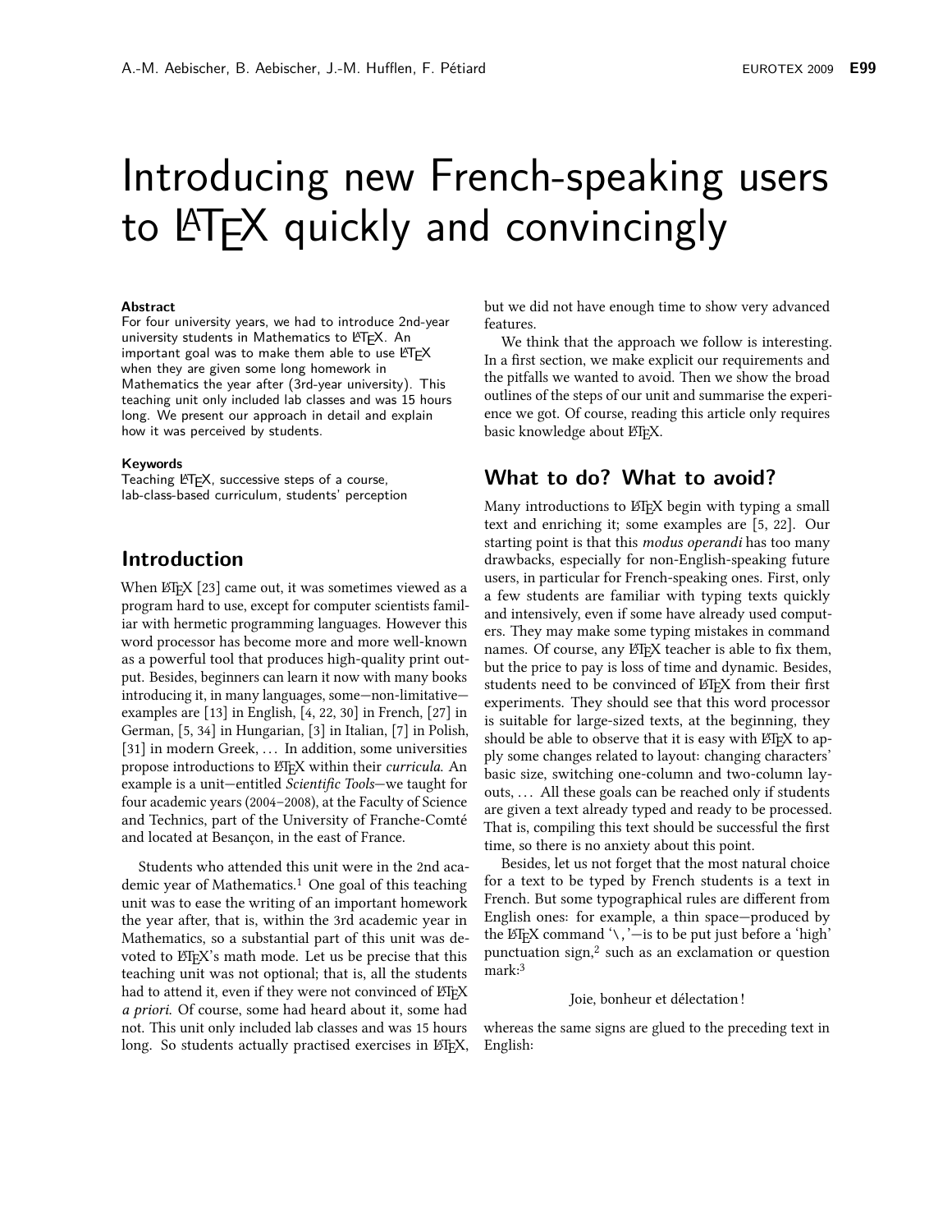# Introducing new French-speaking users to LaTeX quickly and convincingly

**Abstract**

For four university years, we had to introduce 2nd-year university students in Mathematics to LaTeX. An important goal was to make them able to use LaTeX when they are given some long homework in Mathematics the year after (3rd-year university). This teaching unit only included lab classes and was 15 hours long. We present our approach in detail and explain how it was perceived by students.

**Keywords**

Teaching LaTeX, successive steps of a course, lab-class-based curriculum, students' perception

## Introduction

When LaTeX [23] came out, it was sometimes viewed as a program hard to use, except for computer scientists familiar with hermetic programming languages. However this word processor has become more and more well-known as a powerful tool that produces high-quality print output. Besides, beginners can learn it now with many books introducing it, in many languages, some—non-limitative—examples are [13] in English, [4, 22, 30] in French, [27] in German, [5, 34] in Hungarian, [3] in Italian, [7] in Polish, [31] in modern Greek, … In addition, some universities propose introductions to LaTeX within their *curricula*. An example is a unit—entitled *Scientific Tools*—we taught for four academic years (2004–2008), at the Faculty of Science and Technics, part of the University of Franche-Comté and located at Besançon, in the east of France.

Students who attended this unit were in the 2nd academic year of Mathematics.[1] One goal of this teaching unit was to ease the writing of an important homework the year after, that is, within the 3rd academic year in Mathematics, so a substantial part of this unit was devoted to LaTeX's math mode. Let us be precise that this teaching unit was not optional; that is, all the students had to attend it, even if they were not convinced of LaTeX *a priori*. Of course, some had heard about it, some had not. This unit only included lab classes and was 15 hours long. So students actually practised exercises in LaTeX, but we did not have enough time to show very advanced features.

We think that the approach we follow is interesting. In a first section, we make explicit our requirements and the pitfalls we wanted to avoid. Then we show the broad outlines of the steps of our unit and summarise the experience we got. Of course, reading this article only requires basic knowledge about LaTeX.

## What to do? What to avoid?

Many introductions to LaTeX begin with typing a small text and enriching it; some examples are [5, 22]. Our starting point is that this *modus operandi* has too many drawbacks, especially for non-English-speaking future users, in particular for French-speaking ones. First, only a few students are familiar with typing texts quickly and intensively, even if some have already used computers. They may make some typing mistakes in command names. Of course, any LaTeX teacher is able to fix them, but the price to pay is loss of time and dynamic. Besides, students need to be convinced of LaTeX from their first experiments. They should see that this word processor is suitable for large-sized texts, at the beginning, they should be able to observe that it is easy with LaTeX to apply some changes related to layout: changing characters' basic size, switching one-column and two-column layouts, … All these goals can be reached only if students are given a text already typed and ready to be processed. That is, compiling this text should be successful the first time, so there is no anxiety about this point.

Besides, let us not forget that the most natural choice for a text to be typed by French students is a text in French. But some typographical rules are different from English ones: for example, a thin space—produced by the LaTeX command '\,'—is to be put just before a 'high' punctuation sign,[2] such as an exclamation or question mark:[3]

Joie, bonheur et délectation !

whereas the same signs are glued to the preceding text in English: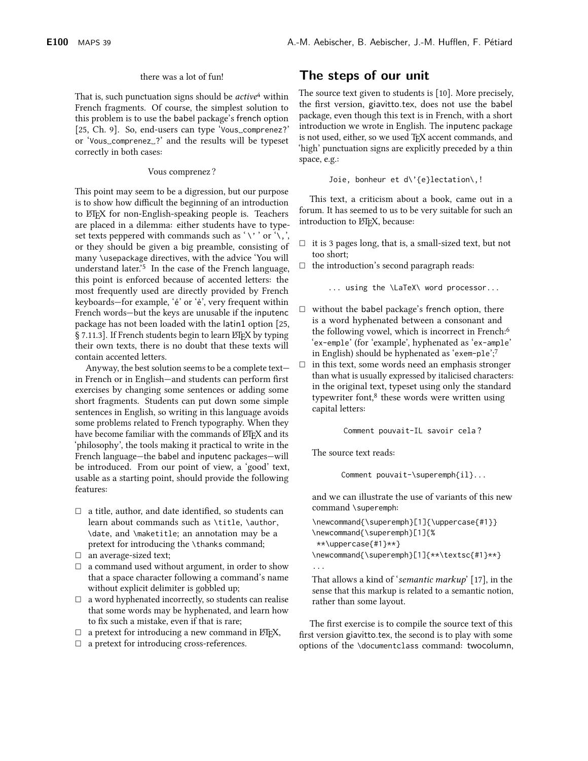there was a lot of fun!

That is, such punctuation signs should be *active*[4] within French fragments. Of course, the simplest solution to this problem is to use the babel package's french option [25, Ch. 9]. So, end-users can type '`Vous␣comprenez?`' or '`Vous␣comprenez␣?`' and the results will be typeset correctly in both cases:

Vous comprenez ?

This point may seem to be a digression, but our purpose is to show how difficult the beginning of an introduction to LaTeX for non-English-speaking people is. Teachers are placed in a dilemma: either students have to typeset texts peppered with commands such as '`\'`' or '`\,`', or they should be given a big preamble, consisting of many `\usepackage` directives, with the advice 'You will understand later.'[5] In the case of the French language, this point is enforced because of accented letters: the most frequently used are directly provided by French keyboards—for example, 'é' or 'è', very frequent within French words—but the keys are unusable if the inputenc package has not been loaded with the latin1 option [25, § 7.11.3]. If French students begin to learn LaTeX by typing their own texts, there is no doubt that these texts will contain accented letters.

Anyway, the best solution seems to be a complete text—in French or in English—and students can perform first exercises by changing some sentences or adding some short fragments. Students can put down some simple sentences in English, so writing in this language avoids some problems related to French typography. When they have become familiar with the commands of LaTeX and its 'philosophy', the tools making it practical to write in the French language—the babel and inputenc packages—will be introduced. From our point of view, a 'good' text, usable as a starting point, should provide the following features:

- a title, author, and date identified, so students can learn about commands such as `\title`, `\author`, `\date`, and `\maketitle`; an annotation may be a pretext for introducing the `\thanks` command;
- an average-sized text;
- a command used without argument, in order to show that a space character following a command's name without explicit delimiter is gobbled up;
- a word hyphenated incorrectly, so students can realise that some words may be hyphenated, and learn how to fix such a mistake, even if that is rare;
- a pretext for introducing a new command in LaTeX,
- a pretext for introducing cross-references.

## The steps of our unit

The source text given to students is [10]. More precisely, the first version, giavitto.tex, does not use the babel package, even though this text is in French, with a short introduction we wrote in English. The inputenc package is not used, either, so we used TeX accent commands, and 'high' punctuation signs are explicitly preceded by a thin space, e.g.:

```
Joie, bonheur et d\'{e}lectation\,!
```

This text, a criticism about a book, came out in a forum. It has seemed to us to be very suitable for such an introduction to LaTeX, because:

- it is 3 pages long, that is, a small-sized text, but not too short;
- the introduction's second paragraph reads:

  ```
  ... using the \LaTeX\ word processor...
  ```

- without the babel package's french option, there is a word hyphenated between a consonant and the following vowel, which is incorrect in French:[6] '`ex-emple`' (for 'example', hyphenated as '`ex-ample`' in English) should be hyphenated as '`exem-ple`';[7]
- in this text, some words need an emphasis stronger than what is usually expressed by italicised characters: in the original text, typeset using only the standard typewriter font,[8] these words were written using capital letters:

  ```
  Comment pouvait-IL savoir cela ?
  ```

  The source text reads:

  ```
  Comment pouvait-\superemph{il}...
  ```

  and we can illustrate the use of variants of this new command `\superemph`:

  ```
  \newcommand{\superemph}[1]{\uppercase{#1}}
  \newcommand{\superemph}[1]{%
   **\uppercase{#1}**}
  \newcommand{\superemph}[1]{**\textsc{#1}**}
  ...
  ```

  That allows a kind of '*semantic markup*' [17], in the sense that this markup is related to a semantic notion, rather than some layout.

The first exercise is to compile the source text of this first version giavitto.tex, the second is to play with some options of the `\documentclass` command: twocolumn,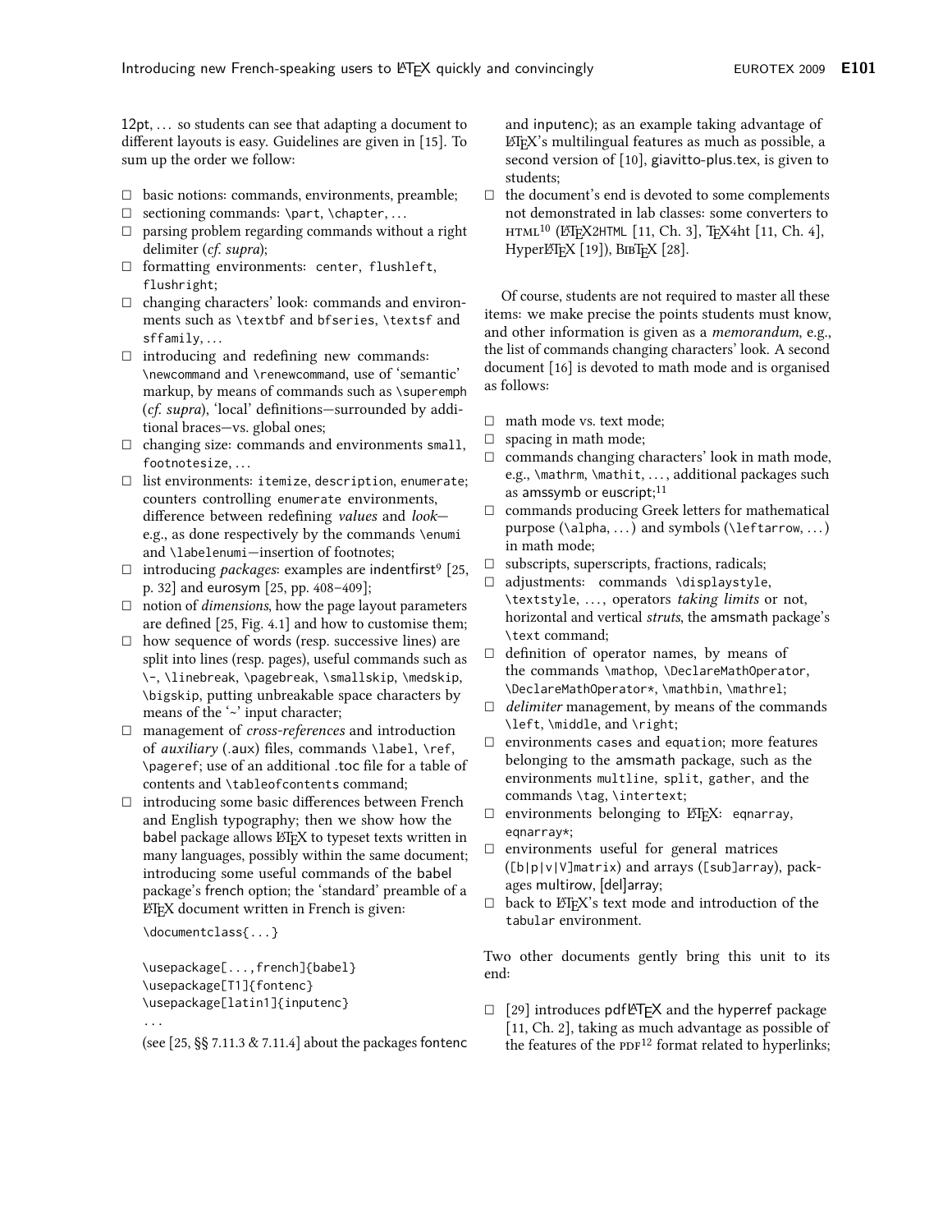12pt, … so students can see that adapting a document to different layouts is easy. Guidelines are given in [15]. To sum up the order we follow:

- basic notions: commands, environments, preamble;
- sectioning commands: `\part`, `\chapter`, …
- parsing problem regarding commands without a right delimiter (*cf. supra*);
- formatting environments: `center`, `flushleft`, `flushright`;
- changing characters' look: commands and environments such as `\textbf` and `bfseries`, `\textsf` and `sffamily`, …
- introducing and redefining new commands: `\newcommand` and `\renewcommand`, use of 'semantic' markup, by means of commands such as `\superemph` (*cf. supra*), 'local' definitions—surrounded by additional braces—vs. global ones;
- changing size: commands and environments `small`, `footnotesize`, …
- list environments: `itemize`, `description`, `enumerate`; counters controlling `enumerate` environments, difference between redefining *values* and *look*—e.g., as done respectively by the commands `\enumi` and `\labelenumi`—insertion of footnotes;
- introducing *packages*: examples are indentfirst[9] [25, p. 32] and eurosym [25, pp. 408–409];
- notion of *dimensions*, how the page layout parameters are defined [25, Fig. 4.1] and how to customise them;
- how sequence of words (resp. successive lines) are split into lines (resp. pages), useful commands such as `\-`, `\linebreak`, `\pagebreak`, `\smallskip`, `\medskip`, `\bigskip`, putting unbreakable space characters by means of the '~' input character;
- management of *cross-references* and introduction of *auxiliary* (.aux) files, commands `\label`, `\ref`, `\pageref`; use of an additional .toc file for a table of contents and `\tableofcontents` command;
- introducing some basic differences between French and English typography; then we show how the babel package allows LaTeX to typeset texts written in many languages, possibly within the same document; introducing some useful commands of the babel package's french option; the 'standard' preamble of a LaTeX document written in French is given:

```
\documentclass{...}

\usepackage[...,french]{babel}
\usepackage[T1]{fontenc}
\usepackage[latin1]{inputenc}
...
```

  (see [25, §§ 7.11.3 & 7.11.4] about the packages fontenc and inputenc); as an example taking advantage of LaTeX's multilingual features as much as possible, a second version of [10], giavitto-plus.tex, is given to students;
- the document's end is devoted to some complements not demonstrated in lab classes: some converters to HTML[10] (LaTeX2HTML [11, Ch. 3], TeX4ht [11, Ch. 4], HyperLaTeX [19]), BibTeX [28].

Of course, students are not required to master all these items: we make precise the points students must know, and other information is given as a *memorandum*, e.g., the list of commands changing characters' look. A second document [16] is devoted to math mode and is organised as follows:

- math mode vs. text mode;
- spacing in math mode;
- commands changing characters' look in math mode, e.g., `\mathrm`, `\mathit`, …, additional packages such as amssymb or euscript;[11]
- commands producing Greek letters for mathematical purpose (`\alpha`, …) and symbols (`\leftarrow`, …) in math mode;
- subscripts, superscripts, fractions, radicals;
- adjustments: commands `\displaystyle`, `\textstyle`, …, operators *taking limits* or not, horizontal and vertical *struts*, the amsmath package's `\text` command;
- definition of operator names, by means of the commands `\mathop`, `\DeclareMathOperator`, `\DeclareMathOperator*`, `\mathbin`, `\mathrel`;
- *delimiter* management, by means of the commands `\left`, `\middle`, and `\right`;
- environments `cases` and `equation`; more features belonging to the amsmath package, such as the environments `multline`, `split`, `gather`, and the commands `\tag`, `\intertext`;
- environments belonging to LaTeX: `eqnarray`, `eqnarray*`;
- environments useful for general matrices (`[b|p|v|V]matrix`) and arrays (`[sub]array`), packages multirow, [del]array;
- back to LaTeX's text mode and introduction of the `tabular` environment.

Two other documents gently bring this unit to its end:

- [29] introduces pdfLaTeX and the hyperref package [11, Ch. 2], taking as much advantage as possible of the features of the PDF[12] format related to hyperlinks;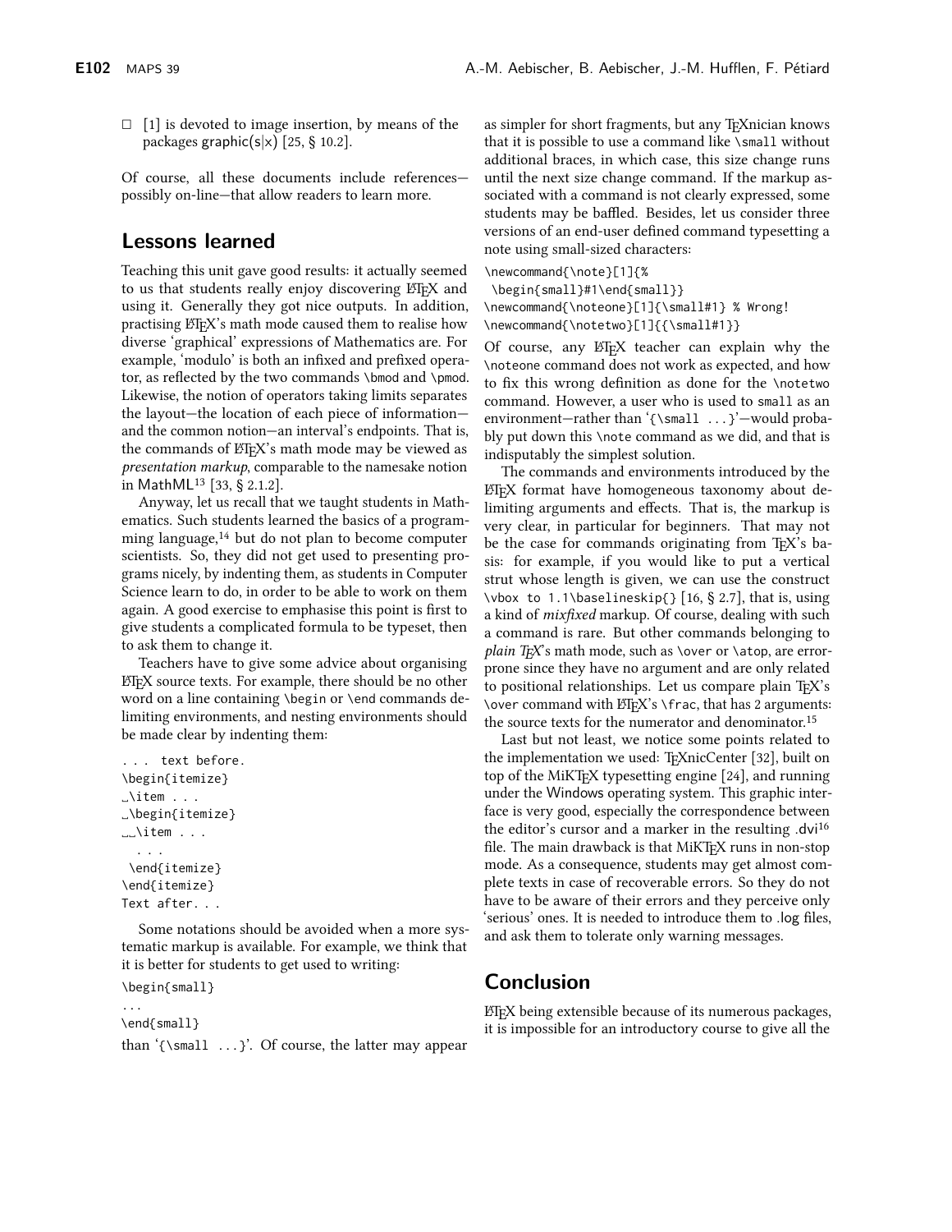- [1] is devoted to image insertion, by means of the packages graphic(s|x) [25, § 10.2].

Of course, all these documents include references—possibly on-line—that allow readers to learn more.

## Lessons learned

Teaching this unit gave good results: it actually seemed to us that students really enjoy discovering LaTeX and using it. Generally they got nice outputs. In addition, practising LaTeX's math mode caused them to realise how diverse 'graphical' expressions of Mathematics are. For example, 'modulo' is both an infixed and prefixed operator, as reflected by the two commands \bmod and \pmod. Likewise, the notion of operators taking limits separates the layout—the location of each piece of information—and the common notion—an interval's endpoints. That is, the commands of LaTeX's math mode may be viewed as *presentation markup*, comparable to the namesake notion in MathML[13] [33, § 2.1.2].

Anyway, let us recall that we taught students in Mathematics. Such students learned the basics of a programming language,[14] but do not plan to become computer scientists. So, they did not get used to presenting programs nicely, by indenting them, as students in Computer Science learn to do, in order to be able to work on them again. A good exercise to emphasise this point is first to give students a complicated formula to be typeset, then to ask them to change it.

Teachers have to give some advice about organising LaTeX source texts. For example, there should be no other word on a line containing \begin or \end commands delimiting environments, and nesting environments should be made clear by indenting them:

```
. . .  text before.
\begin{itemize}
␣\item . . .
␣\begin{itemize}
␣␣\item . . .
  . . .
 \end{itemize}
\end{itemize}
Text after. . .
```

Some notations should be avoided when a more systematic markup is available. For example, we think that it is better for students to get used to writing:

```
\begin{small}
...
\end{small}
```

than '{\small ...}'. Of course, the latter may appear as simpler for short fragments, but any TeXnician knows that it is possible to use a command like \small without additional braces, in which case, this size change runs until the next size change command. If the markup associated with a command is not clearly expressed, some students may be baffled. Besides, let us consider three versions of an end-user defined command typesetting a note using small-sized characters:

```
\newcommand{\note}[1]{%
 \begin{small}#1\end{small}}
\newcommand{\noteone}[1]{\small#1} % Wrong!
\newcommand{\notetwo}[1]{{\small#1}}
```

Of course, any LaTeX teacher can explain why the \noteone command does not work as expected, and how to fix this wrong definition as done for the \notetwo command. However, a user who is used to small as an environment—rather than '{\small ...}'—would probably put down this \note command as we did, and that is indisputably the simplest solution.

The commands and environments introduced by the LaTeX format have homogeneous taxonomy about delimiting arguments and effects. That is, the markup is very clear, in particular for beginners. That may not be the case for commands originating from TeX's basis: for example, if you would like to put a vertical strut whose length is given, we can use the construct \vbox to 1.1\baselineskip{} [16, § 2.7], that is, using a kind of *mixfixed* markup. Of course, dealing with such a command is rare. But other commands belonging to *plain TeX*'s math mode, such as \over or \atop, are error-prone since they have no argument and are only related to positional relationships. Let us compare plain TeX's \over command with LaTeX's \frac, that has 2 arguments: the source texts for the numerator and denominator.[15]

Last but not least, we notice some points related to the implementation we used: TeXnicCenter [32], built on top of the MiKTeX typesetting engine [24], and running under the Windows operating system. This graphic interface is very good, especially the correspondence between the editor's cursor and a marker in the resulting .dvi[16] file. The main drawback is that MiKTeX runs in non-stop mode. As a consequence, students may get almost complete texts in case of recoverable errors. So they do not have to be aware of their errors and they perceive only 'serious' ones. It is needed to introduce them to .log files, and ask them to tolerate only warning messages.

## Conclusion

LaTeX being extensible because of its numerous packages, it is impossible for an introductory course to give all the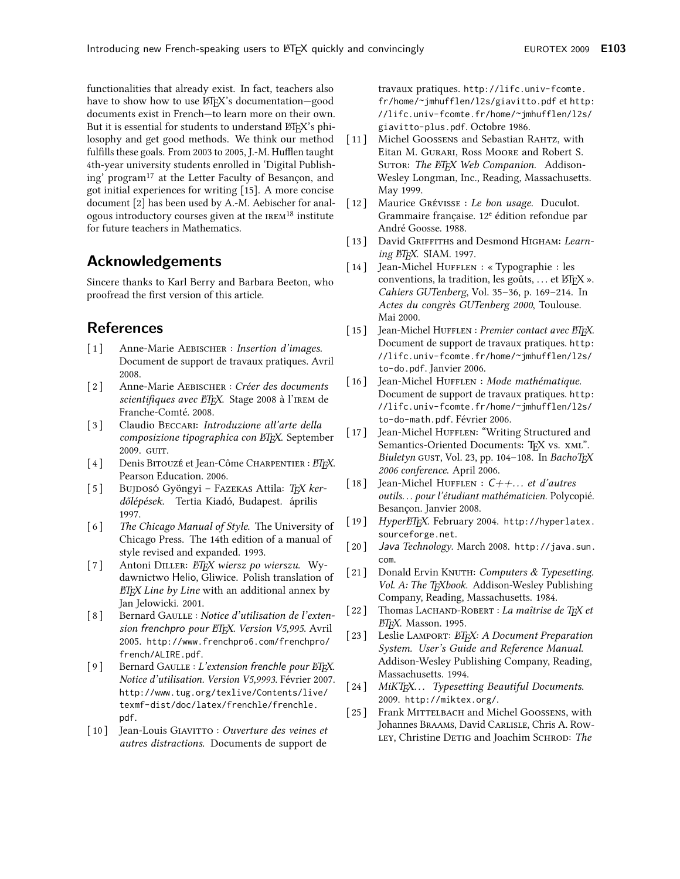functionalities that already exist. In fact, teachers also have to show how to use LaTeX's documentation—good documents exist in French—to learn more on their own. But it is essential for students to understand LaTeX's philosophy and get good methods. We think our method fulfills these goals. From 2003 to 2005, J.-M. Hufflen taught 4th-year university students enrolled in 'Digital Publishing' program[17] at the Letter Faculty of Besançon, and got initial experiences for writing [15]. A more concise document [2] has been used by A.-M. Aebischer for analogous introductory courses given at the IREM[18] institute for future teachers in Mathematics.

## Acknowledgements

Sincere thanks to Karl Berry and Barbara Beeton, who proofread the first version of this article.

## References

[1] Anne-Marie Aebischer : *Insertion d'images*. Document de support de travaux pratiques. Avril 2008.

[2] Anne-Marie Aebischer : *Créer des documents scientifiques avec LaTeX*. Stage 2008 à l'IREM de Franche-Comté. 2008.

[3] Claudio Beccari: *Introduzione all'arte della composizione tipografica con LaTeX*. September 2009. GUIT.

[4] Denis Bitouzé et Jean-Côme Charpentier : *LaTeX*. Pearson Education. 2006.

[5] Bujdosó Gyöngyi – Fazekas Attila: *TeX kerdőlépések*. Tertia Kiadó, Budapest. április 1997.

[6] *The Chicago Manual of Style*. The University of Chicago Press. The 14th edition of a manual of style revised and expanded. 1993.

[7] Antoni Diller: *LaTeX wiersz po wierszu*. Wydawnictwo Helio, Gliwice. Polish translation of *LaTeX Line by Line* with an additional annex by Jan Jelowicki. 2001.

[8] Bernard Gaulle : *Notice d'utilisation de l'extension frenchpro pour LaTeX. Version V5,995*. Avril 2005. http://www.frenchpro6.com/frenchpro/french/ALIRE.pdf.

[9] Bernard Gaulle : *L'extension frenchle pour LaTeX. Notice d'utilisation. Version V5,9993*. Février 2007. http://www.tug.org/texlive/Contents/live/texmf-dist/doc/latex/frenchle/frenchle.pdf.

[10] Jean-Louis Giavitto : *Ouverture des veines et autres distractions*. Documents de support de travaux pratiques. http://lifc.univ-fcomte.fr/home/~jmhufflen/l2s/giavitto.pdf et http://lifc.univ-fcomte.fr/home/~jmhufflen/l2s/giavitto-plus.pdf. Octobre 1986.

[11] Michel Goossens and Sebastian Rahtz, with Eitan M. Gurari, Ross Moore and Robert S. Sutor: *The LaTeX Web Companion*. Addison-Wesley Longman, Inc., Reading, Massachusetts. May 1999.

[12] Maurice Grévisse : *Le bon usage*. Duculot. Grammaire française. 12e édition refondue par André Goosse. 1988.

[13] David Griffiths and Desmond Higham: *Learning LaTeX*. SIAM. 1997.

[14] Jean-Michel Hufflen : « Typographie : les conventions, la tradition, les goûts, … et LaTeX ». *Cahiers GUTenberg*, Vol. 35–36, p. 169–214. In *Actes du congrès GUTenberg 2000*, Toulouse. Mai 2000.

[15] Jean-Michel Hufflen : *Premier contact avec LaTeX*. Document de support de travaux pratiques. http://lifc.univ-fcomte.fr/home/~jmhufflen/l2s/to-do.pdf. Janvier 2006.

[16] Jean-Michel Hufflen : *Mode mathématique*. Document de support de travaux pratiques. http://lifc.univ-fcomte.fr/home/~jmhufflen/l2s/to-do-math.pdf. Février 2006.

[17] Jean-Michel Hufflen: "Writing Structured and Semantics-Oriented Documents: TeX vs. XML". *Biuletyn* GUST, Vol. 23, pp. 104–108. In *BachoTeX 2006 conference*. April 2006.

[18] Jean-Michel Hufflen : *C++… et d'autres outils… pour l'étudiant mathématicien*. Polycopié. Besançon. Janvier 2008.

[19] *HyperLaTeX*. February 2004. http://hyperlatex.sourceforge.net.

[20] *Java Technology*. March 2008. http://java.sun.com.

[21] Donald Ervin Knuth: *Computers & Typesetting. Vol. A: The TeXbook*. Addison-Wesley Publishing Company, Reading, Massachusetts. 1984.

[22] Thomas Lachand-Robert : *La maîtrise de TeX et LaTeX*. Masson. 1995.

[23] Leslie Lamport: *LaTeX: A Document Preparation System. User's Guide and Reference Manual*. Addison-Wesley Publishing Company, Reading, Massachusetts. 1994.

[24] *MiKTeX… Typesetting Beautiful Documents*. 2009. http://miktex.org/.

[25] Frank Mittelbach and Michel Goossens, with Johannes Braams, David Carlisle, Chris A. Rowley, Christine Detig and Joachim Schrod: *The*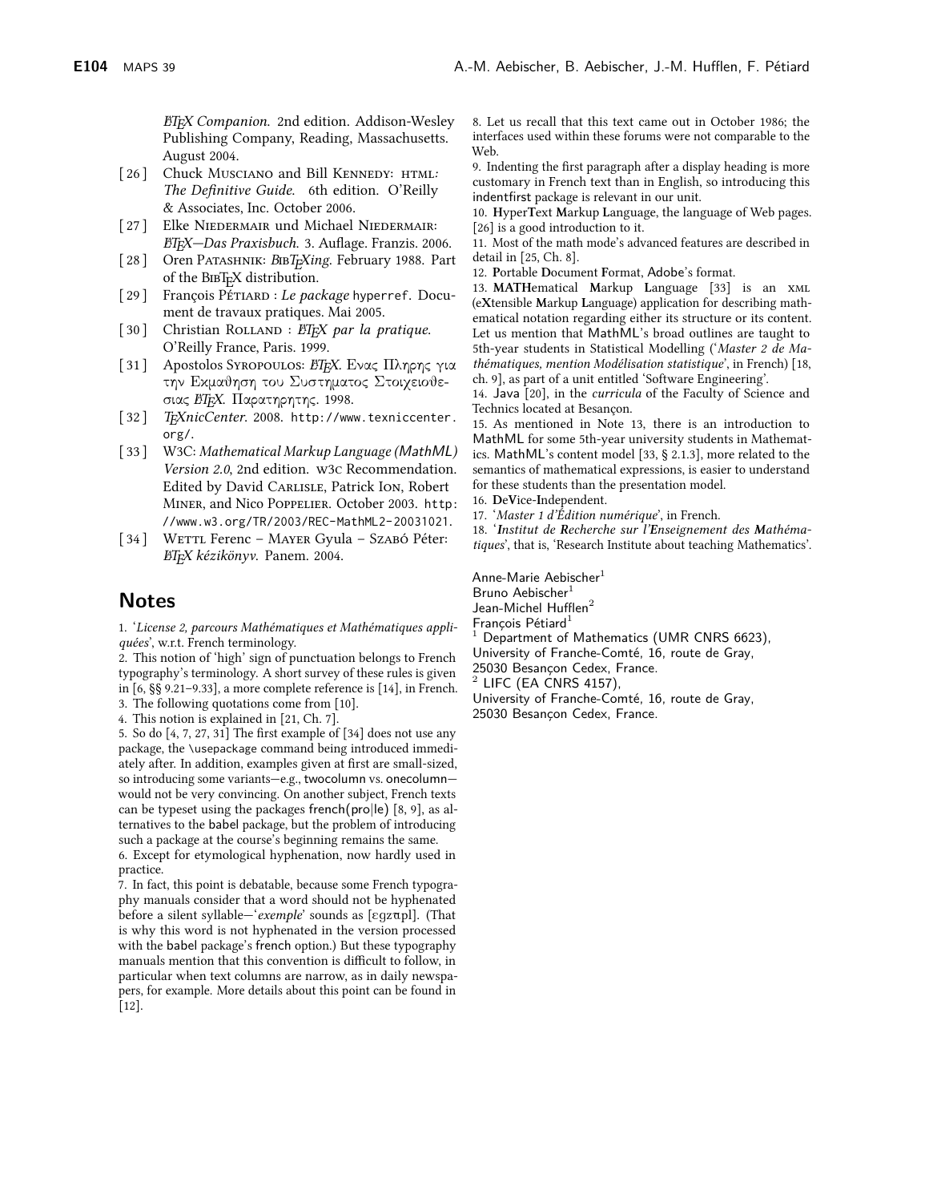*LaTeX Companion.* 2nd edition. Addison-Wesley Publishing Company, Reading, Massachusetts. August 2004.

[ 26 ] Chuck Musciano and Bill Kennedy: *HTML: The Definitive Guide.* 6th edition. O'Reilly & Associates, Inc. October 2006.

[ 27 ] Elke Niedermair und Michael Niedermair: *LaTeX—Das Praxisbuch.* 3. Auflage. Franzis. 2006.

[ 28 ] Oren Patashnik: *BibTeXing*. February 1988. Part of the BibTeX distribution.

[ 29 ] François Pétiard : *Le package* hyperref. Document de travaux pratiques. Mai 2005.

[ 30 ] Christian Rolland : *LaTeX par la pratique*. O'Reilly France, Paris. 1999.

[ 31 ] Apostolos Syropoulos: *LaTeX. Ενας Πληρης για την Εκμαθηση του Συστηματος Στοιχειοθεσιας LaTeX.* Παρατηρητης. 1998.

[ 32 ] *TeXnicCenter*. 2008. http://www.texniccenter.org/.

[ 33 ] W3C: *Mathematical Markup Language (MathML) Version 2.0*, 2nd edition. W3C Recommendation. Edited by David Carlisle, Patrick Ion, Robert Miner, and Nico Poppelier. October 2003. http://www.w3.org/TR/2003/REC-MathML2-20031021.

[ 34 ] Wettl Ferenc – Mayer Gyula – Szabó Péter: *LaTeX kézikönyv*. Panem. 2004.

## Notes

1. '*License 2, parcours Mathématiques et Mathématiques appliquées*', w.r.t. French terminology.
2. This notion of 'high' sign of punctuation belongs to French typography's terminology. A short survey of these rules is given in [6, §§ 9.21–9.33], a more complete reference is [14], in French.
3. The following quotations come from [10].
4. This notion is explained in [21, Ch. 7].
5. So do [4, 7, 27, 31] The first example of [34] does not use any package, the \usepackage command being introduced immediately after. In addition, examples given at first are small-sized, so introducing some variants—e.g., twocolumn vs. onecolumn—would not be very convincing. On another subject, French texts can be typeset using the packages french(pro|le) [8, 9], as alternatives to the babel package, but the problem of introducing such a package at the course's beginning remains the same.
6. Except for etymological hyphenation, now hardly used in practice.
7. In fact, this point is debatable, because some French typography manuals consider that a word should not be hyphenated before a silent syllable—'*exemple*' sounds as [ɛgzɑ̃pl]. (That is why this word is not hyphenated in the version processed with the babel package's french option.) But these typography manuals mention that this convention is difficult to follow, in particular when text columns are narrow, as in daily newspapers, for example. More details about this point can be found in [12].
8. Let us recall that this text came out in October 1986; the interfaces used within these forums were not comparable to the Web.
9. Indenting the first paragraph after a display heading is more customary in French text than in English, so introducing this indentfirst package is relevant in our unit.
10. **H**yper**T**ext **M**arkup **L**anguage, the language of Web pages. [26] is a good introduction to it.
11. Most of the math mode's advanced features are described in detail in [25, Ch. 8].
12. **P**ortable **D**ocument **F**ormat, Adobe's format.
13. **MATH**ematical **M**arkup **L**anguage [33] is an XML (e**X**tensible **M**arkup **L**anguage) application for describing mathematical notation regarding either its structure or its content. Let us mention that MathML's broad outlines are taught to 5th-year students in Statistical Modelling ('*Master 2 de Mathématiques, mention Modélisation statistique*', in French) [18, ch. 9], as part of a unit entitled 'Software Engineering'.
14. Java [20], in the *curricula* of the Faculty of Science and Technics located at Besançon.
15. As mentioned in Note 13, there is an introduction to MathML for some 5th-year university students in Mathematics. MathML's content model [33, § 2.1.3], more related to the semantics of mathematical expressions, is easier to understand for these students than the presentation model.
16. **De**Vice-**I**ndependent.
17. '*Master 1 d'Édition numérique*', in French.
18. '***I**nstitut de **R**echerche sur l'**E**nseignement des **M**athématiques*', that is, 'Research Institute about teaching Mathematics'.

Anne-Marie Aebischer[1]
Bruno Aebischer[1]
Jean-Michel Hufflen[2]
François Pétiard[1]
[1] Department of Mathematics (UMR CNRS 6623),
University of Franche-Comté, 16, route de Gray,
25030 Besançon Cedex, France.
[2] LIFC (EA CNRS 4157),
University of Franche-Comté, 16, route de Gray,
25030 Besançon Cedex, France.